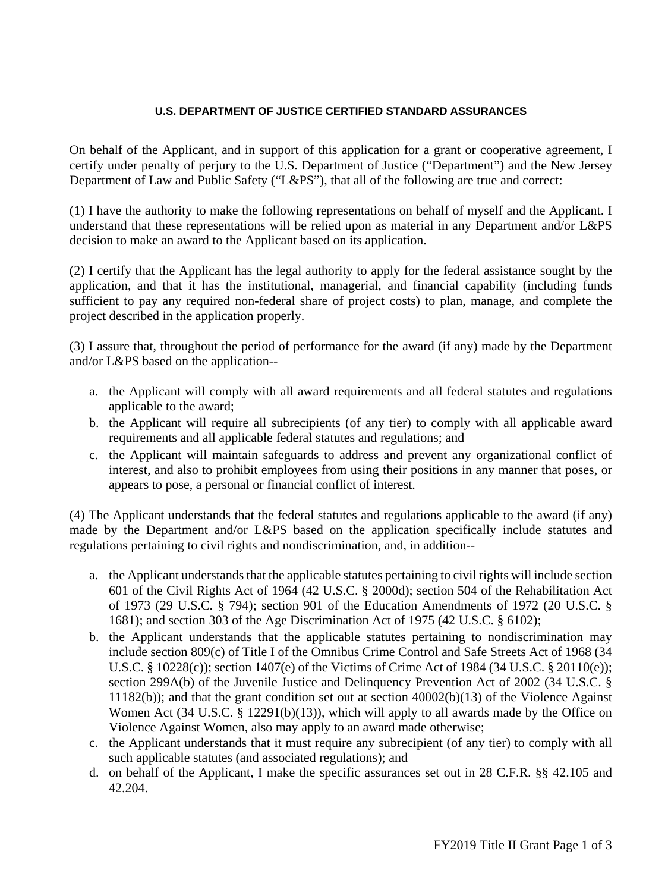## U.S. DEPARTMENT OF JUSTICE CERTIFIED STANDARD ASSURANCES

On behalf of the Applicant, and in support of this application for a grant or cooperative agreement, I certify under penalty of perjury to the U.S. Department of Justice ("Department") and the New Jersey Department of Law and Public Safety ("L&PS"), that all of the following are true and correct:

(1) I have the authority to make the following representations on behalf of myself and the Applicant. I understand that these representations will be relied upon as material in any Department and/or L&PS decision to make an award to the Applicant based on its application.

(2) I certify that the Applicant has the legal authority to apply for the federal assistance sought by the application, and that it has the institutional, managerial, and financial capability (including funds sufficient to pay any required non-federal share of project costs) to plan, manage, and complete the project described in the application properly.

(3) I assure that, throughout the period of performance for the award (if any) made by the Department and/or L&PS based on the application--

a. the Applicant will comply with all award requirements and all federal statutes and regulations applicable to the award;
b. the Applicant will require all subrecipients (of any tier) to comply with all applicable award requirements and all applicable federal statutes and regulations; and
c. the Applicant will maintain safeguards to address and prevent any organizational conflict of interest, and also to prohibit employees from using their positions in any manner that poses, or appears to pose, a personal or financial conflict of interest.

(4) The Applicant understands that the federal statutes and regulations applicable to the award (if any) made by the Department and/or L&PS based on the application specifically include statutes and regulations pertaining to civil rights and nondiscrimination, and, in addition--

a. the Applicant understands that the applicable statutes pertaining to civil rights will include section 601 of the Civil Rights Act of 1964 (42 U.S.C. § 2000d); section 504 of the Rehabilitation Act of 1973 (29 U.S.C. § 794); section 901 of the Education Amendments of 1972 (20 U.S.C. § 1681); and section 303 of the Age Discrimination Act of 1975 (42 U.S.C. § 6102);
b. the Applicant understands that the applicable statutes pertaining to nondiscrimination may include section 809(c) of Title I of the Omnibus Crime Control and Safe Streets Act of 1968 (34 U.S.C. § 10228(c)); section 1407(e) of the Victims of Crime Act of 1984 (34 U.S.C. § 20110(e)); section 299A(b) of the Juvenile Justice and Delinquency Prevention Act of 2002 (34 U.S.C. § 11182(b)); and that the grant condition set out at section 40002(b)(13) of the Violence Against Women Act (34 U.S.C. § 12291(b)(13)), which will apply to all awards made by the Office on Violence Against Women, also may apply to an award made otherwise;
c. the Applicant understands that it must require any subrecipient (of any tier) to comply with all such applicable statutes (and associated regulations); and
d. on behalf of the Applicant, I make the specific assurances set out in 28 C.F.R. §§ 42.105 and 42.204.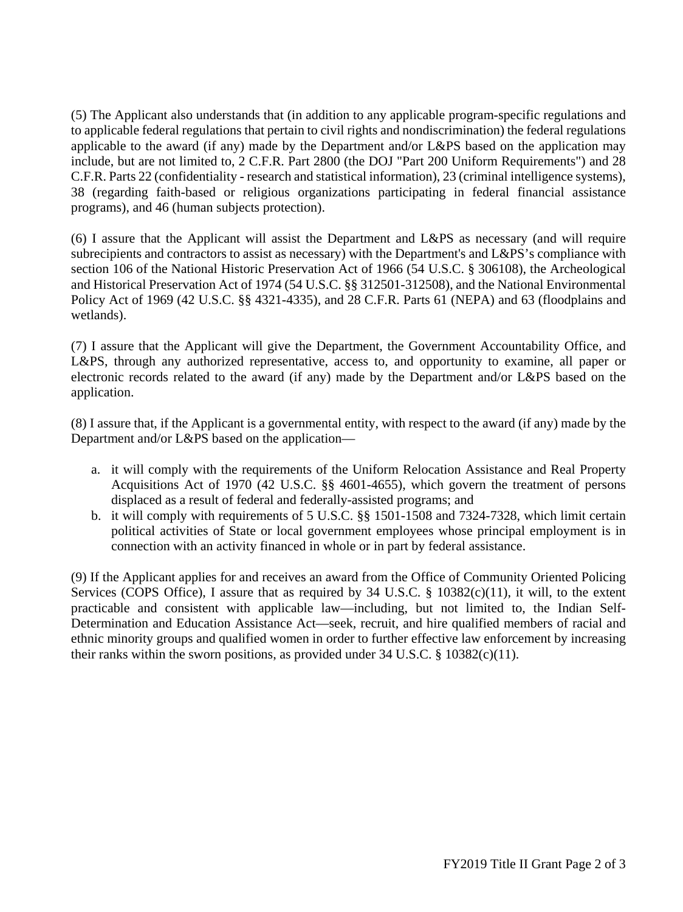(5) The Applicant also understands that (in addition to any applicable program-specific regulations and to applicable federal regulations that pertain to civil rights and nondiscrimination) the federal regulations applicable to the award (if any) made by the Department and/or L&PS based on the application may include, but are not limited to, 2 C.F.R. Part 2800 (the DOJ "Part 200 Uniform Requirements") and 28 C.F.R. Parts 22 (confidentiality - research and statistical information), 23 (criminal intelligence systems), 38 (regarding faith-based or religious organizations participating in federal financial assistance programs), and 46 (human subjects protection).

(6) I assure that the Applicant will assist the Department and L&PS as necessary (and will require subrecipients and contractors to assist as necessary) with the Department's and L&PS's compliance with section 106 of the National Historic Preservation Act of 1966 (54 U.S.C. § 306108), the Archeological and Historical Preservation Act of 1974 (54 U.S.C. §§ 312501-312508), and the National Environmental Policy Act of 1969 (42 U.S.C. §§ 4321-4335), and 28 C.F.R. Parts 61 (NEPA) and 63 (floodplains and wetlands).

(7) I assure that the Applicant will give the Department, the Government Accountability Office, and L&PS, through any authorized representative, access to, and opportunity to examine, all paper or electronic records related to the award (if any) made by the Department and/or L&PS based on the application.

(8) I assure that, if the Applicant is a governmental entity, with respect to the award (if any) made by the Department and/or L&PS based on the application—

a. it will comply with the requirements of the Uniform Relocation Assistance and Real Property Acquisitions Act of 1970 (42 U.S.C. §§ 4601-4655), which govern the treatment of persons displaced as a result of federal and federally-assisted programs; and
b. it will comply with requirements of 5 U.S.C. §§ 1501-1508 and 7324-7328, which limit certain political activities of State or local government employees whose principal employment is in connection with an activity financed in whole or in part by federal assistance.

(9) If the Applicant applies for and receives an award from the Office of Community Oriented Policing Services (COPS Office), I assure that as required by 34 U.S.C. § 10382(c)(11), it will, to the extent practicable and consistent with applicable law—including, but not limited to, the Indian Self-Determination and Education Assistance Act—seek, recruit, and hire qualified members of racial and ethnic minority groups and qualified women in order to further effective law enforcement by increasing their ranks within the sworn positions, as provided under 34 U.S.C. § 10382(c)(11).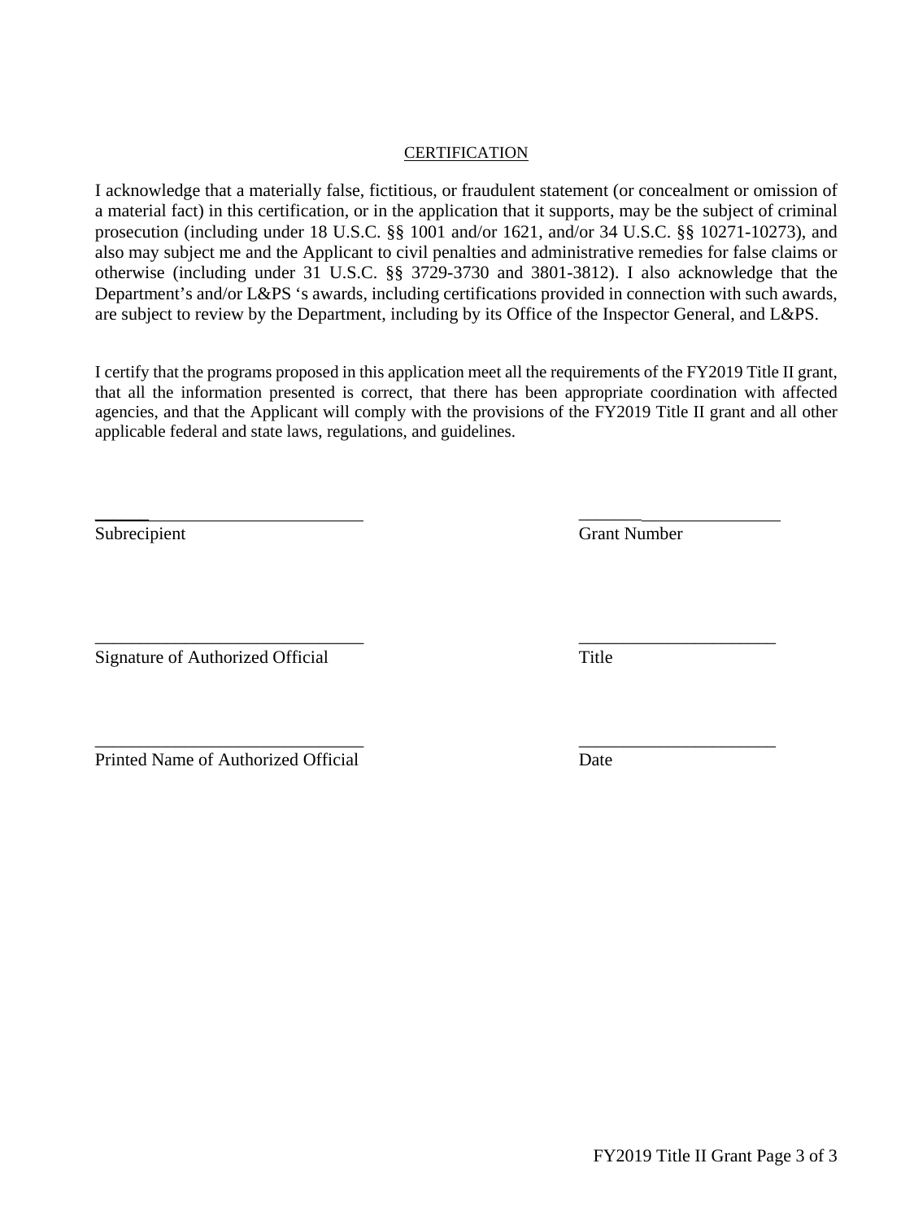## CERTIFICATION

I acknowledge that a materially false, fictitious, or fraudulent statement (or concealment or omission of a material fact) in this certification, or in the application that it supports, may be the subject of criminal prosecution (including under 18 U.S.C. §§ 1001 and/or 1621, and/or 34 U.S.C. §§ 10271-10273), and also may subject me and the Applicant to civil penalties and administrative remedies for false claims or otherwise (including under 31 U.S.C. §§ 3729-3730 and 3801-3812). I also acknowledge that the Department's and/or L&PS 's awards, including certifications provided in connection with such awards, are subject to review by the Department, including by its Office of the Inspector General, and L&PS.

I certify that the programs proposed in this application meet all the requirements of the FY2019 Title II grant, that all the information presented is correct, that there has been appropriate coordination with affected agencies, and that the Applicant will comply with the provisions of the FY2019 Title II grant and all other applicable federal and state laws, regulations, and guidelines.

______________________________ ______________________

Subrecipient Grant Number

______________________________ ______________________

Signature of Authorized Official Title

______________________________ ______________________

Printed Name of Authorized Official Date